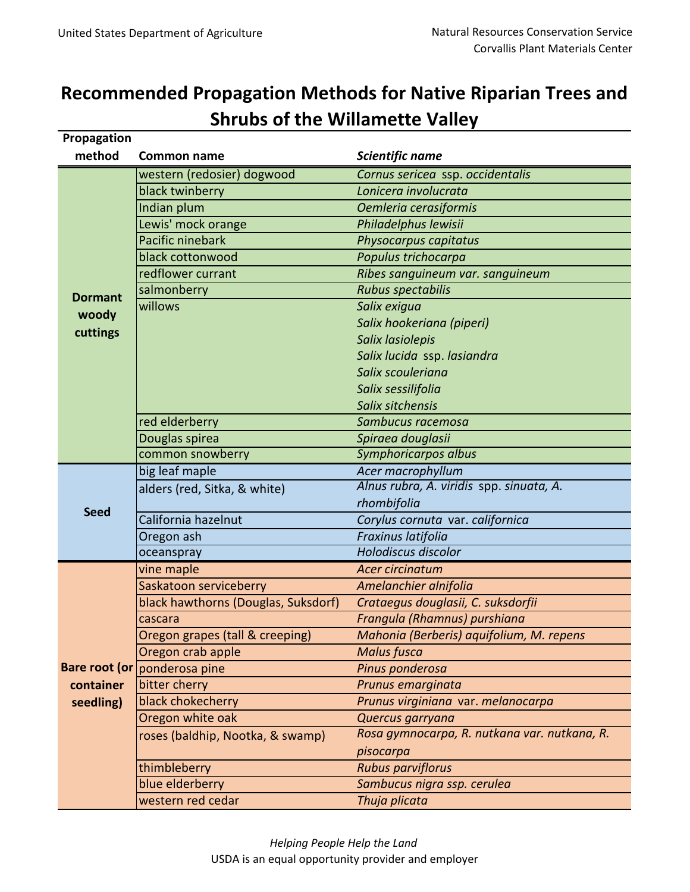United States Department of Agriculture

Natural Resources Conservation Service
Corvallis Plant Materials Center

# Recommended Propagation Methods for Native Riparian Trees and Shrubs of the Willamette Valley

| Propagation method | Common name | *Scientific name* |
|---|---|---|
| **Dormant woody cuttings** | western (redosier) dogwood | *Cornus sericea* ssp. *occidentalis* |
| | black twinberry | *Lonicera involucrata* |
| | Indian plum | *Oemleria cerasiformis* |
| | Lewis' mock orange | *Philadelphus lewisii* |
| | Pacific ninebark | *Physocarpus capitatus* |
| | black cottonwood | *Populus trichocarpa* |
| | redflower currant | *Ribes sanguineum var. sanguineum* |
| | salmonberry | *Rubus spectabilis* |
| | willows | *Salix exigua* |
| | | *Salix hookeriana (piperi)* |
| | | *Salix lasiolepis* |
| | | *Salix lucida* ssp. *lasiandra* |
| | | *Salix scouleriana* |
| | | *Salix sessilifolia* |
| | | *Salix sitchensis* |
| | red elderberry | *Sambucus racemosa* |
| | Douglas spirea | *Spiraea douglasii* |
| | common snowberry | *Symphoricarpos albus* |
| **Seed** | big leaf maple | *Acer macrophyllum* |
| | alders (red, Sitka, & white) | *Alnus rubra, A. viridis* spp. *sinuata, A. rhombifolia* |
| | California hazelnut | *Corylus cornuta* var. *californica* |
| | Oregon ash | *Fraxinus latifolia* |
| | oceanspray | *Holodiscus discolor* |
| **Bare root (or container seedling)** | vine maple | *Acer circinatum* |
| | Saskatoon serviceberry | *Amelanchier alnifolia* |
| | black hawthorns (Douglas, Suksdorf) | *Crataegus douglasii, C. suksdorfii* |
| | cascara | *Frangula (Rhamnus) purshiana* |
| | Oregon grapes (tall & creeping) | *Mahonia (Berberis) aquifolium, M. repens* |
| | Oregon crab apple | *Malus fusca* |
| | ponderosa pine | *Pinus ponderosa* |
| | bitter cherry | *Prunus emarginata* |
| | black chokecherry | *Prunus virginiana* var. *melanocarpa* |
| | Oregon white oak | *Quercus garryana* |
| | roses (baldhip, Nootka, & swamp) | *Rosa gymnocarpa, R. nutkana var. nutkana, R. pisocarpa* |
| | thimbleberry | *Rubus parviflorus* |
| | blue elderberry | *Sambucus nigra ssp. cerulea* |
| | western red cedar | *Thuja plicata* |

*Helping People Help the Land*

USDA is an equal opportunity provider and employer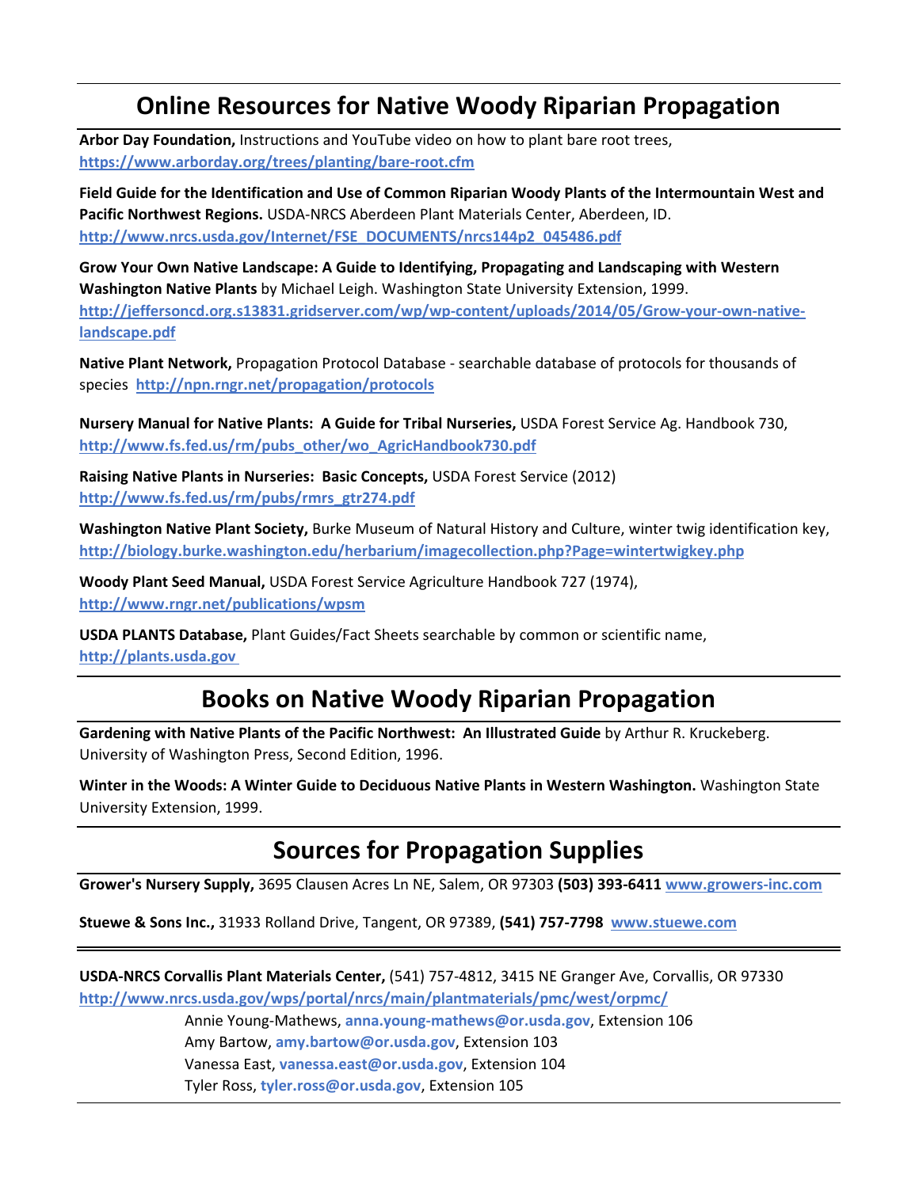## Online Resources for Native Woody Riparian Propagation

**Arbor Day Foundation,** Instructions and YouTube video on how to plant bare root trees, **https://www.arborday.org/trees/planting/bare-root.cfm**

**Field Guide for the Identification and Use of Common Riparian Woody Plants of the Intermountain West and Pacific Northwest Regions.** USDA-NRCS Aberdeen Plant Materials Center, Aberdeen, ID. **http://www.nrcs.usda.gov/Internet/FSE_DOCUMENTS/nrcs144p2_045486.pdf**

**Grow Your Own Native Landscape: A Guide to Identifying, Propagating and Landscaping with Western Washington Native Plants** by Michael Leigh. Washington State University Extension, 1999. **http://jeffersoncd.org.s13831.gridserver.com/wp/wp-content/uploads/2014/05/Grow-your-own-native-landscape.pdf**

**Native Plant Network,** Propagation Protocol Database - searchable database of protocols for thousands of species **http://npn.rngr.net/propagation/protocols**

**Nursery Manual for Native Plants: A Guide for Tribal Nurseries,** USDA Forest Service Ag. Handbook 730, **http://www.fs.fed.us/rm/pubs_other/wo_AgricHandbook730.pdf**

**Raising Native Plants in Nurseries: Basic Concepts,** USDA Forest Service (2012) **http://www.fs.fed.us/rm/pubs/rmrs_gtr274.pdf**

**Washington Native Plant Society,** Burke Museum of Natural History and Culture, winter twig identification key, **http://biology.burke.washington.edu/herbarium/imagecollection.php?Page=wintertwigkey.php**

**Woody Plant Seed Manual,** USDA Forest Service Agriculture Handbook 727 (1974), **http://www.rngr.net/publications/wpsm**

**USDA PLANTS Database,** Plant Guides/Fact Sheets searchable by common or scientific name, **http://plants.usda.gov**

## Books on Native Woody Riparian Propagation

**Gardening with Native Plants of the Pacific Northwest: An Illustrated Guide** by Arthur R. Kruckeberg. University of Washington Press, Second Edition, 1996.

**Winter in the Woods: A Winter Guide to Deciduous Native Plants in Western Washington.** Washington State University Extension, 1999.

## Sources for Propagation Supplies

**Grower's Nursery Supply,** 3695 Clausen Acres Ln NE, Salem, OR 97303 **(503) 393-6411** **www.growers-inc.com**

**Stuewe & Sons Inc.,** 31933 Rolland Drive, Tangent, OR 97389, **(541) 757-7798** **www.stuewe.com**

---

**USDA-NRCS Corvallis Plant Materials Center,** (541) 757-4812, 3415 NE Granger Ave, Corvallis, OR 97330
**http://www.nrcs.usda.gov/wps/portal/nrcs/main/plantmaterials/pmc/west/orpmc/**

Annie Young-Mathews, **anna.young-mathews@or.usda.gov**, Extension 106
Amy Bartow, **amy.bartow@or.usda.gov**, Extension 103
Vanessa East, **vanessa.east@or.usda.gov**, Extension 104
Tyler Ross, **tyler.ross@or.usda.gov**, Extension 105